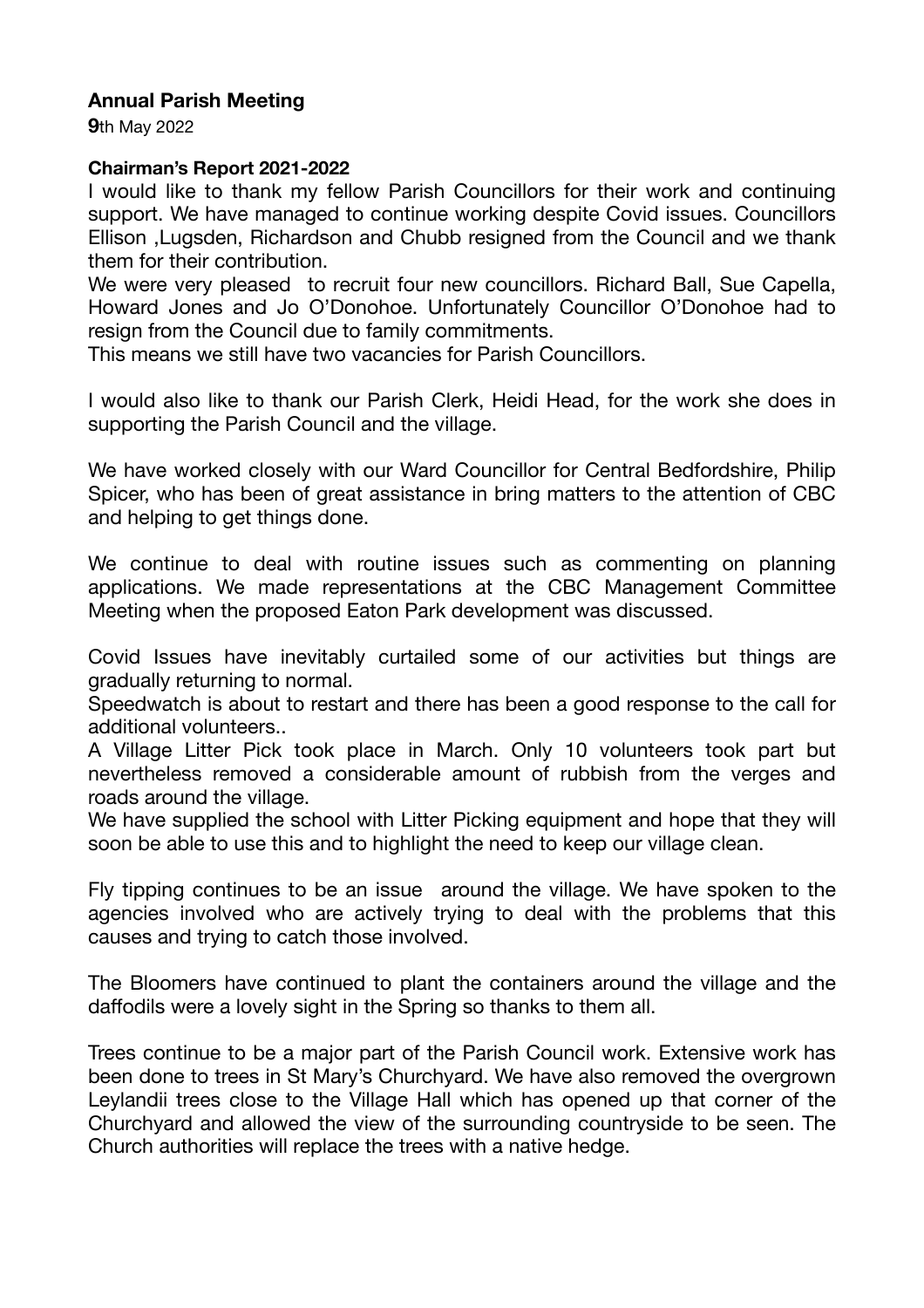**Annual Parish Meeting**

**9**th May 2022

**Chairman's Report 2021-2022**

I would like to thank my fellow Parish Councillors for their work and continuing support. We have managed to continue working despite Covid issues. Councillors Ellison ,Lugsden, Richardson and Chubb resigned from the Council and we thank them for their contribution.
We were very pleased to recruit four new councillors. Richard Ball, Sue Capella, Howard Jones and Jo O'Donohoe. Unfortunately Councillor O'Donohoe had to resign from the Council due to family commitments.
This means we still have two vacancies for Parish Councillors.

I would also like to thank our Parish Clerk, Heidi Head, for the work she does in supporting the Parish Council and the village.

We have worked closely with our Ward Councillor for Central Bedfordshire, Philip Spicer, who has been of great assistance in bring matters to the attention of CBC and helping to get things done.

We continue to deal with routine issues such as commenting on planning applications. We made representations at the CBC Management Committee Meeting when the proposed Eaton Park development was discussed.

Covid Issues have inevitably curtailed some of our activities but things are gradually returning to normal.
Speedwatch is about to restart and there has been a good response to the call for additional volunteers..
A Village Litter Pick took place in March. Only 10 volunteers took part but nevertheless removed a considerable amount of rubbish from the verges and roads around the village.
We have supplied the school with Litter Picking equipment and hope that they will soon be able to use this and to highlight the need to keep our village clean.

Fly tipping continues to be an issue around the village. We have spoken to the agencies involved who are actively trying to deal with the problems that this causes and trying to catch those involved.

The Bloomers have continued to plant the containers around the village and the daffodils were a lovely sight in the Spring so thanks to them all.

Trees continue to be a major part of the Parish Council work. Extensive work has been done to trees in St Mary's Churchyard. We have also removed the overgrown Leylandii trees close to the Village Hall which has opened up that corner of the Churchyard and allowed the view of the surrounding countryside to be seen. The Church authorities will replace the trees with a native hedge.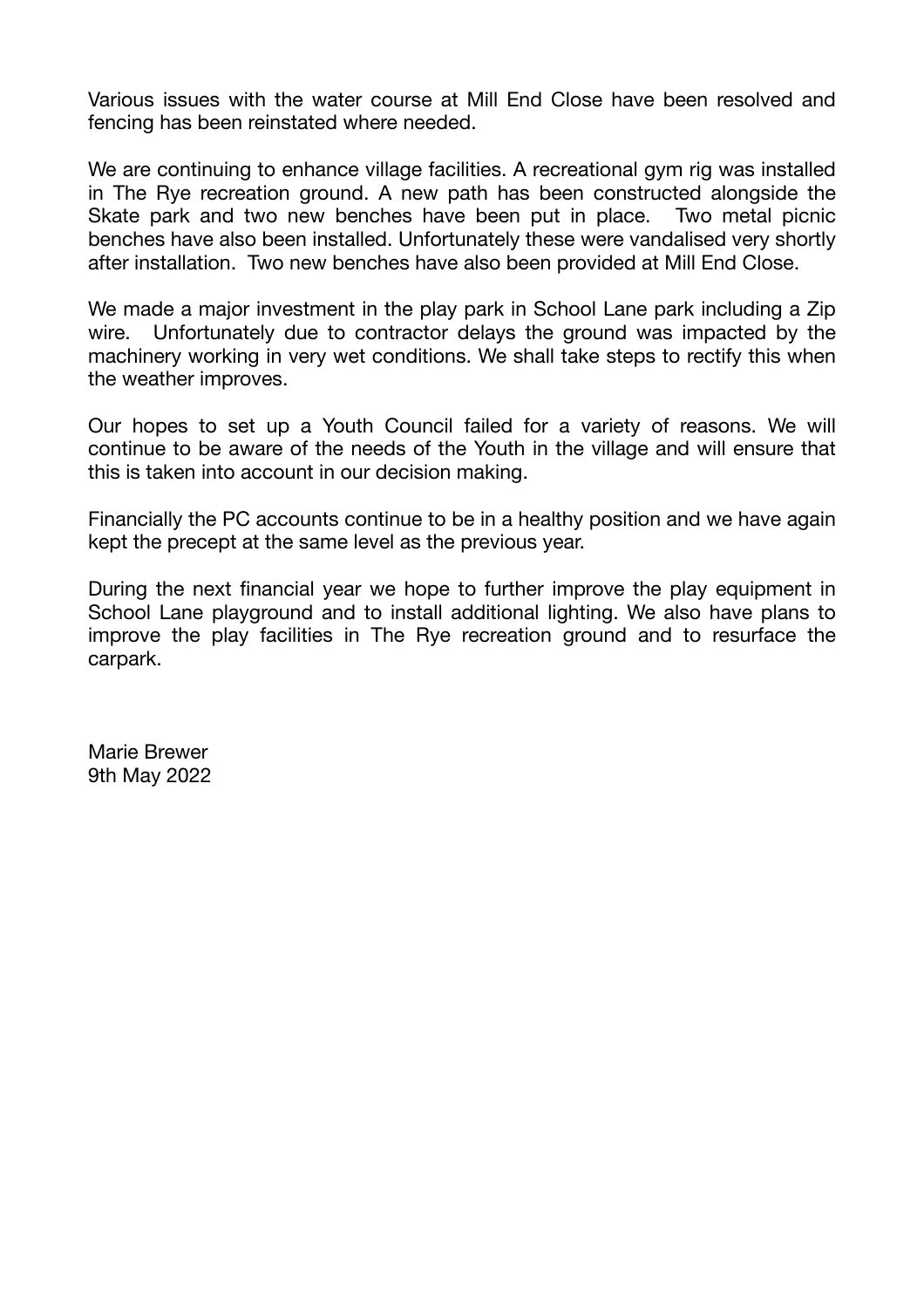Various issues with the water course at Mill End Close have been resolved and fencing has been reinstated where needed.

We are continuing to enhance village facilities. A recreational gym rig was installed in The Rye recreation ground. A new path has been constructed alongside the Skate park and two new benches have been put in place. Two metal picnic benches have also been installed. Unfortunately these were vandalised very shortly after installation. Two new benches have also been provided at Mill End Close.

We made a major investment in the play park in School Lane park including a Zip wire. Unfortunately due to contractor delays the ground was impacted by the machinery working in very wet conditions. We shall take steps to rectify this when the weather improves.

Our hopes to set up a Youth Council failed for a variety of reasons. We will continue to be aware of the needs of the Youth in the village and will ensure that this is taken into account in our decision making.

Financially the PC accounts continue to be in a healthy position and we have again kept the precept at the same level as the previous year.

During the next financial year we hope to further improve the play equipment in School Lane playground and to install additional lighting. We also have plans to improve the play facilities in The Rye recreation ground and to resurface the carpark.

Marie Brewer
9th May 2022